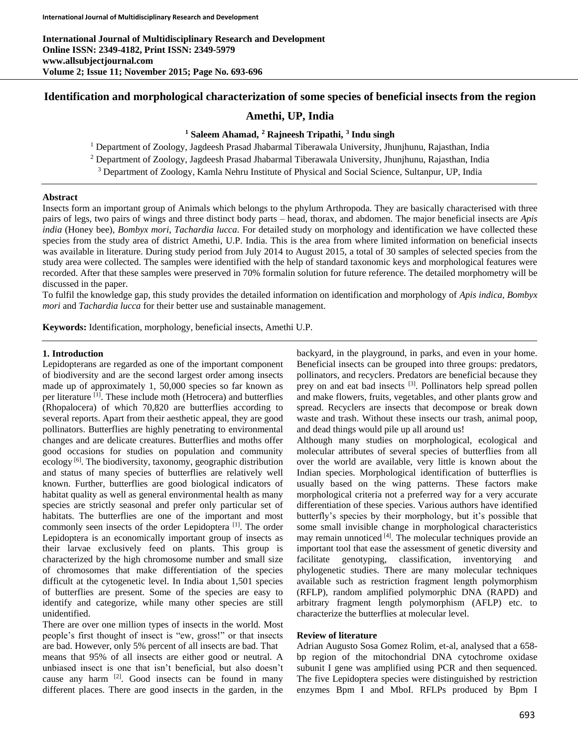International Journal of Multidisciplinary Research and Development
Online ISSN: 2349-4182, Print ISSN: 2349-5979
www.allsubjectjournal.com
Volume 2; Issue 11; November 2015; Page No. 693-696

# Identification and morphological characterization of some species of beneficial insects from the region Amethi, UP, India

**[1] Saleem Ahamad, [2] Rajneesh Tripathi, [3] Indu singh**

[1] Department of Zoology, Jagdeesh Prasad Jhabarmal Tiberawala University, Jhunjhunu, Rajasthan, India

[2] Department of Zoology, Jagdeesh Prasad Jhabarmal Tiberawala University, Jhunjhunu, Rajasthan, India

[3] Department of Zoology, Kamla Nehru Institute of Physical and Social Science, Sultanpur, UP, India

## Abstract

Insects form an important group of Animals which belongs to the phylum Arthropoda. They are basically characterised with three pairs of legs, two pairs of wings and three distinct body parts – head, thorax, and abdomen. The major beneficial insects are *Apis india* (Honey bee), *Bombyx mori, Tachardia lucca*. For detailed study on morphology and identification we have collected these species from the study area of district Amethi, U.P. India. This is the area from where limited information on beneficial insects was available in literature. During study period from July 2014 to August 2015, a total of 30 samples of selected species from the study area were collected. The samples were identified with the help of standard taxonomic keys and morphological features were recorded. After that these samples were preserved in 70% formalin solution for future reference. The detailed morphometry will be discussed in the paper.

To fulfil the knowledge gap, this study provides the detailed information on identification and morphology of *Apis indica, Bombyx mori* and *Tachardia lucca* for their better use and sustainable management.

**Keywords:** Identification, morphology, beneficial insects, Amethi U.P.

## 1. Introduction

Lepidopterans are regarded as one of the important component of biodiversity and are the second largest order among insects made up of approximately 1, 50,000 species so far known as per literature [1]. These include moth (Hetrocera) and butterflies (Rhopalocera) of which 70,820 are butterflies according to several reports. Apart from their aesthetic appeal, they are good pollinators. Butterflies are highly penetrating to environmental changes and are delicate creatures. Butterflies and moths offer good occasions for studies on population and community ecology [6]. The biodiversity, taxonomy, geographic distribution and status of many species of butterflies are relatively well known. Further, butterflies are good biological indicators of habitat quality as well as general environmental health as many species are strictly seasonal and prefer only particular set of habitats. The butterflies are one of the important and most commonly seen insects of the order Lepidoptera [1]. The order Lepidoptera is an economically important group of insects as their larvae exclusively feed on plants. This group is characterized by the high chromosome number and small size of chromosomes that make differentiation of the species difficult at the cytogenetic level. In India about 1,501 species of butterflies are present. Some of the species are easy to identify and categorize, while many other species are still unidentified.

There are over one million types of insects in the world. Most people's first thought of insect is "ew, gross!" or that insects are bad. However, only 5% percent of all insects are bad. That means that 95% of all insects are either good or neutral. A unbiased insect is one that isn't beneficial, but also doesn't cause any harm [2]. Good insects can be found in many different places. There are good insects in the garden, in the backyard, in the playground, in parks, and even in your home. Beneficial insects can be grouped into three groups: predators, pollinators, and recyclers. Predators are beneficial because they prey on and eat bad insects [3]. Pollinators help spread pollen and make flowers, fruits, vegetables, and other plants grow and spread. Recyclers are insects that decompose or break down waste and trash. Without these insects our trash, animal poop, and dead things would pile up all around us!

Although many studies on morphological, ecological and molecular attributes of several species of butterflies from all over the world are available, very little is known about the Indian species. Morphological identification of butterflies is usually based on the wing patterns. These factors make morphological criteria not a preferred way for a very accurate differentiation of these species. Various authors have identified butterfly's species by their morphology, but it's possible that some small invisible change in morphological characteristics may remain unnoticed [4]. The molecular techniques provide an important tool that ease the assessment of genetic diversity and facilitate genotyping, classification, inventorying and phylogenetic studies. There are many molecular techniques available such as restriction fragment length polymorphism (RFLP), random amplified polymorphic DNA (RAPD) and arbitrary fragment length polymorphism (AFLP) etc. to characterize the butterflies at molecular level.

### Review of literature

Adrian Augusto Sosa Gomez Rolim, et-al, analysed that a 658-bp region of the mitochondrial DNA cytochrome oxidase subunit I gene was amplified using PCR and then sequenced. The five Lepidoptera species were distinguished by restriction enzymes Bpm I and MboI. RFLPs produced by Bpm I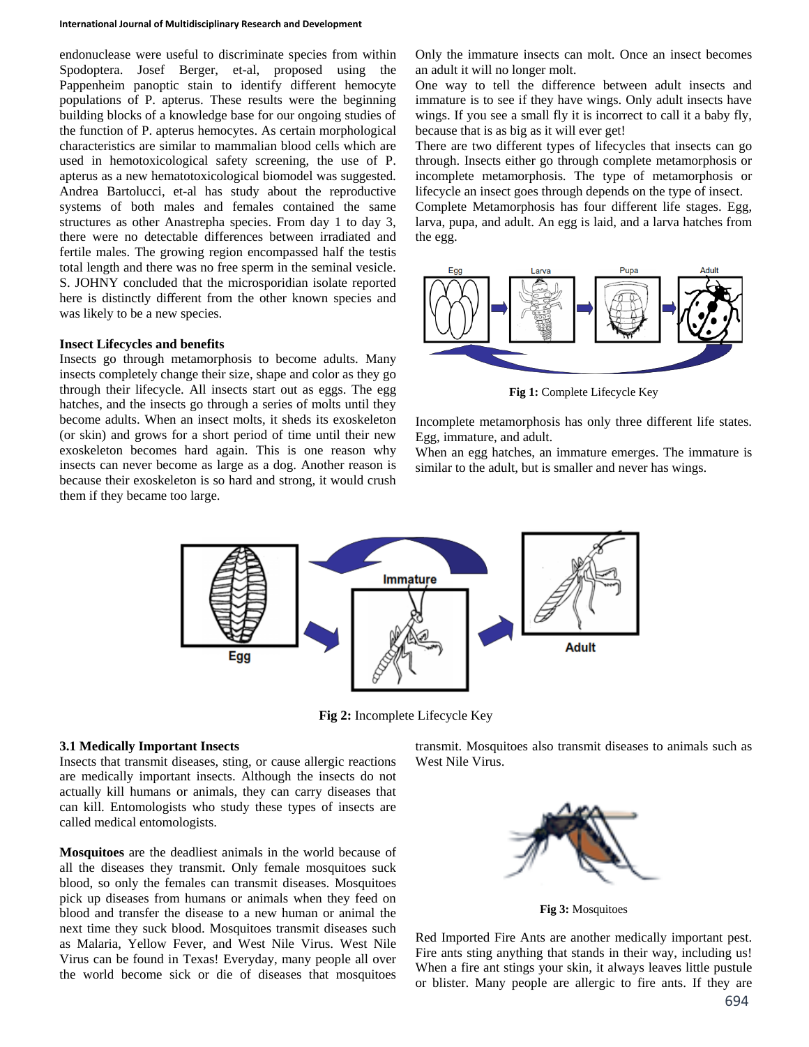endonuclease were useful to discriminate species from within Spodoptera. Josef Berger, et-al, proposed using the Pappenheim panoptic stain to identify different hemocyte populations of P. apterus. These results were the beginning building blocks of a knowledge base for our ongoing studies of the function of P. apterus hemocytes. As certain morphological characteristics are similar to mammalian blood cells which are used in hemotoxicological safety screening, the use of P. apterus as a new hematotoxicological biomodel was suggested. Andrea Bartolucci, et-al has study about the reproductive systems of both males and females contained the same structures as other Anastrepha species. From day 1 to day 3, there were no detectable differences between irradiated and fertile males. The growing region encompassed half the testis total length and there was no free sperm in the seminal vesicle. S. JOHNY concluded that the microsporidian isolate reported here is distinctly different from the other known species and was likely to be a new species.

**Insect Lifecycles and benefits**

Insects go through metamorphosis to become adults. Many insects completely change their size, shape and color as they go through their lifecycle. All insects start out as eggs. The egg hatches, and the insects go through a series of molts until they become adults. When an insect molts, it sheds its exoskeleton (or skin) and grows for a short period of time until their new exoskeleton becomes hard again. This is one reason why insects can never become as large as a dog. Another reason is because their exoskeleton is so hard and strong, it would crush them if they became too large.

Only the immature insects can molt. Once an insect becomes an adult it will no longer molt.

One way to tell the difference between adult insects and immature is to see if they have wings. Only adult insects have wings. If you see a small fly it is incorrect to call it a baby fly, because that is as big as it will ever get!

There are two different types of lifecycles that insects can go through. Insects either go through complete metamorphosis or incomplete metamorphosis. The type of metamorphosis or lifecycle an insect goes through depends on the type of insect.

Complete Metamorphosis has four different life stages. Egg, larva, pupa, and adult. An egg is laid, and a larva hatches from the egg.

**Fig 1:** Complete Lifecycle Key

Incomplete metamorphosis has only three different life states. Egg, immature, and adult.

When an egg hatches, an immature emerges. The immature is similar to the adult, but is smaller and never has wings.

**Fig 2:** Incomplete Lifecycle Key

**3.1 Medically Important Insects**

Insects that transmit diseases, sting, or cause allergic reactions are medically important insects. Although the insects do not actually kill humans or animals, they can carry diseases that can kill. Entomologists who study these types of insects are called medical entomologists.

**Mosquitoes** are the deadliest animals in the world because of all the diseases they transmit. Only female mosquitoes suck blood, so only the females can transmit diseases. Mosquitoes pick up diseases from humans or animals when they feed on blood and transfer the disease to a new human or animal the next time they suck blood. Mosquitoes transmit diseases such as Malaria, Yellow Fever, and West Nile Virus. West Nile Virus can be found in Texas! Everyday, many people all over the world become sick or die of diseases that mosquitoes transmit. Mosquitoes also transmit diseases to animals such as West Nile Virus.

**Fig 3:** Mosquitoes

Red Imported Fire Ants are another medically important pest. Fire ants sting anything that stands in their way, including us! When a fire ant stings your skin, it always leaves little pustule or blister. Many people are allergic to fire ants. If they are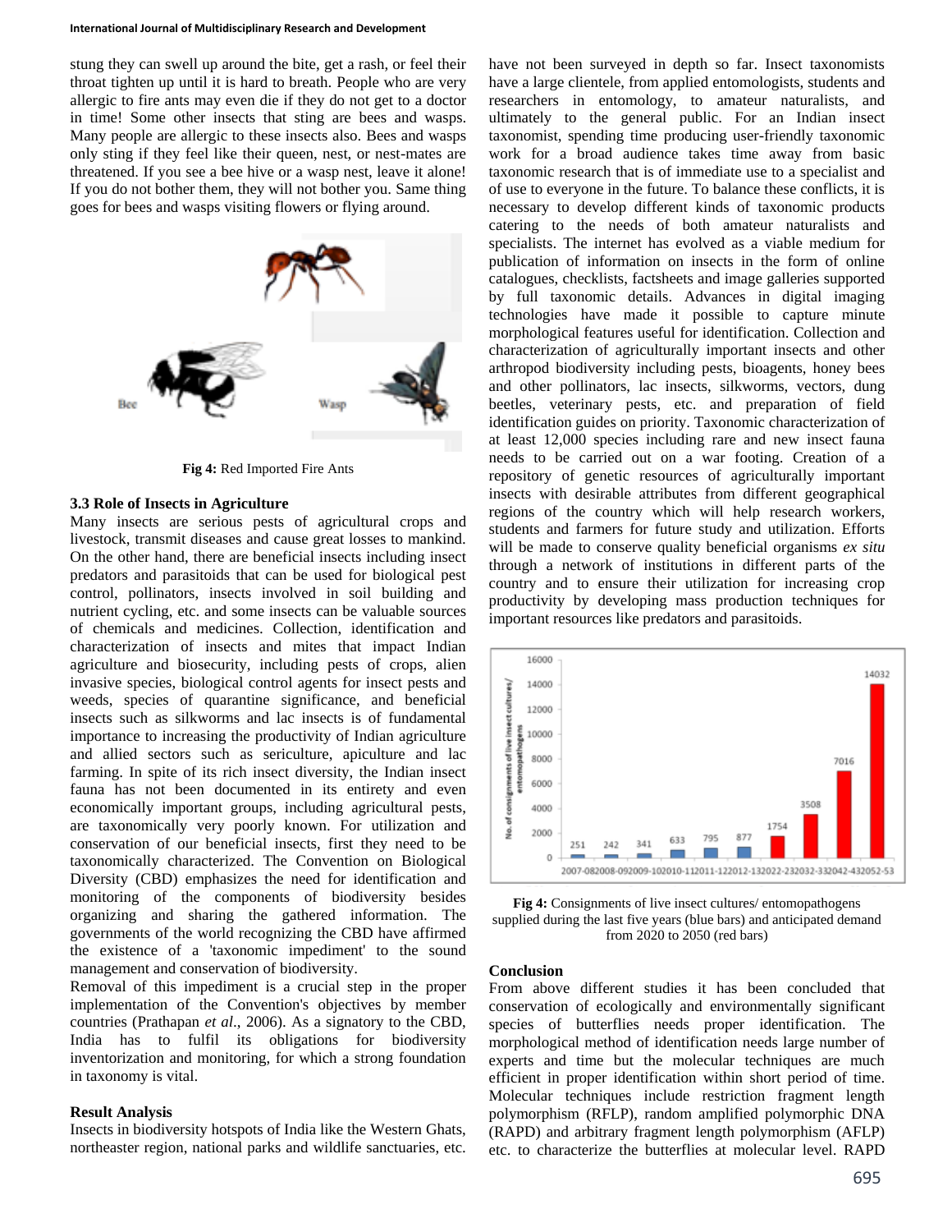stung they can swell up around the bite, get a rash, or feel their throat tighten up until it is hard to breath. People who are very allergic to fire ants may even die if they do not get to a doctor in time! Some other insects that sting are bees and wasps. Many people are allergic to these insects also. Bees and wasps only sting if they feel like their queen, nest, or nest-mates are threatened. If you see a bee hive or a wasp nest, leave it alone! If you do not bother them, they will not bother you. Same thing goes for bees and wasps visiting flowers or flying around.

**Fig 4:** Red Imported Fire Ants

### 3.3 Role of Insects in Agriculture

Many insects are serious pests of agricultural crops and livestock, transmit diseases and cause great losses to mankind. On the other hand, there are beneficial insects including insect predators and parasitoids that can be used for biological pest control, pollinators, insects involved in soil building and nutrient cycling, etc. and some insects can be valuable sources of chemicals and medicines. Collection, identification and characterization of insects and mites that impact Indian agriculture and biosecurity, including pests of crops, alien invasive species, biological control agents for insect pests and weeds, species of quarantine significance, and beneficial insects such as silkworms and lac insects is of fundamental importance to increasing the productivity of Indian agriculture and allied sectors such as sericulture, apiculture and lac farming. In spite of its rich insect diversity, the Indian insect fauna has not been documented in its entirety and even economically important groups, including agricultural pests, are taxonomically very poorly known. For utilization and conservation of our beneficial insects, first they need to be taxonomically characterized. The Convention on Biological Diversity (CBD) emphasizes the need for identification and monitoring of the components of biodiversity besides organizing and sharing the gathered information. The governments of the world recognizing the CBD have affirmed the existence of a 'taxonomic impediment' to the sound management and conservation of biodiversity.

Removal of this impediment is a crucial step in the proper implementation of the Convention's objectives by member countries (Prathapan *et al*., 2006). As a signatory to the CBD, India has to fulfil its obligations for biodiversity inventorization and monitoring, for which a strong foundation in taxonomy is vital.

### Result Analysis

Insects in biodiversity hotspots of India like the Western Ghats, northeaster region, national parks and wildlife sanctuaries, etc. have not been surveyed in depth so far. Insect taxonomists have a large clientele, from applied entomologists, students and researchers in entomology, to amateur naturalists, and ultimately to the general public. For an Indian insect taxonomist, spending time producing user-friendly taxonomic work for a broad audience takes time away from basic taxonomic research that is of immediate use to a specialist and of use to everyone in the future. To balance these conflicts, it is necessary to develop different kinds of taxonomic products catering to the needs of both amateur naturalists and specialists. The internet has evolved as a viable medium for publication of information on insects in the form of online catalogues, checklists, factsheets and image galleries supported by full taxonomic details. Advances in digital imaging technologies have made it possible to capture minute morphological features useful for identification. Collection and characterization of agriculturally important insects and other arthropod biodiversity including pests, bioagents, honey bees and other pollinators, lac insects, silkworms, vectors, dung beetles, veterinary pests, etc. and preparation of field identification guides on priority. Taxonomic characterization of at least 12,000 species including rare and new insect fauna needs to be carried out on a war footing. Creation of a repository of genetic resources of agriculturally important insects with desirable attributes from different geographical regions of the country which will help research workers, students and farmers for future study and utilization. Efforts will be made to conserve quality beneficial organisms *ex situ* through a network of institutions in different parts of the country and to ensure their utilization for increasing crop productivity by developing mass production techniques for important resources like predators and parasitoids.

**Fig 4:** Consignments of live insect cultures/ entomopathogens supplied during the last five years (blue bars) and anticipated demand from 2020 to 2050 (red bars)

### Conclusion

From above different studies it has been concluded that conservation of ecologically and environmentally significant species of butterflies needs proper identification. The morphological method of identification needs large number of experts and time but the molecular techniques are much efficient in proper identification within short period of time. Molecular techniques include restriction fragment length polymorphism (RFLP), random amplified polymorphic DNA (RAPD) and arbitrary fragment length polymorphism (AFLP) etc. to characterize the butterflies at molecular level. RAPD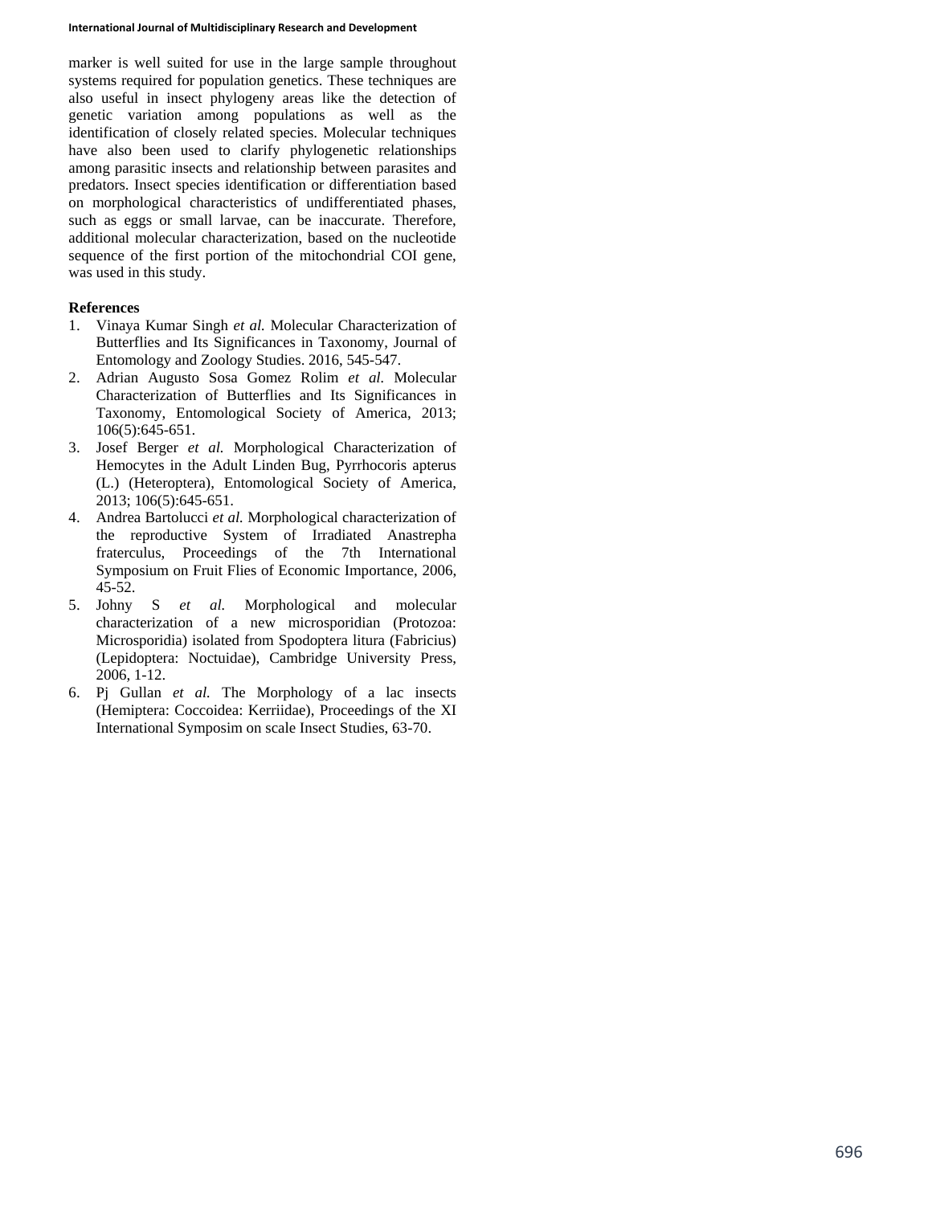marker is well suited for use in the large sample throughout systems required for population genetics. These techniques are also useful in insect phylogeny areas like the detection of genetic variation among populations as well as the identification of closely related species. Molecular techniques have also been used to clarify phylogenetic relationships among parasitic insects and relationship between parasites and predators. Insect species identification or differentiation based on morphological characteristics of undifferentiated phases, such as eggs or small larvae, can be inaccurate. Therefore, additional molecular characterization, based on the nucleotide sequence of the first portion of the mitochondrial COI gene, was used in this study.

**References**

1. Vinaya Kumar Singh *et al.* Molecular Characterization of Butterflies and Its Significances in Taxonomy, Journal of Entomology and Zoology Studies. 2016, 545-547.
2. Adrian Augusto Sosa Gomez Rolim *et al.* Molecular Characterization of Butterflies and Its Significances in Taxonomy, Entomological Society of America, 2013; 106(5):645-651.
3. Josef Berger *et al.* Morphological Characterization of Hemocytes in the Adult Linden Bug, Pyrrhocoris apterus (L.) (Heteroptera), Entomological Society of America, 2013; 106(5):645-651.
4. Andrea Bartolucci *et al.* Morphological characterization of the reproductive System of Irradiated Anastrepha fraterculus, Proceedings of the 7th International Symposium on Fruit Flies of Economic Importance, 2006, 45-52.
5. Johny S *et al.* Morphological and molecular characterization of a new microsporidian (Protozoa: Microsporidia) isolated from Spodoptera litura (Fabricius) (Lepidoptera: Noctuidae), Cambridge University Press, 2006, 1-12.
6. Pj Gullan *et al.* The Morphology of a lac insects (Hemiptera: Coccoidea: Kerriidae), Proceedings of the XI International Symposim on scale Insect Studies, 63-70.